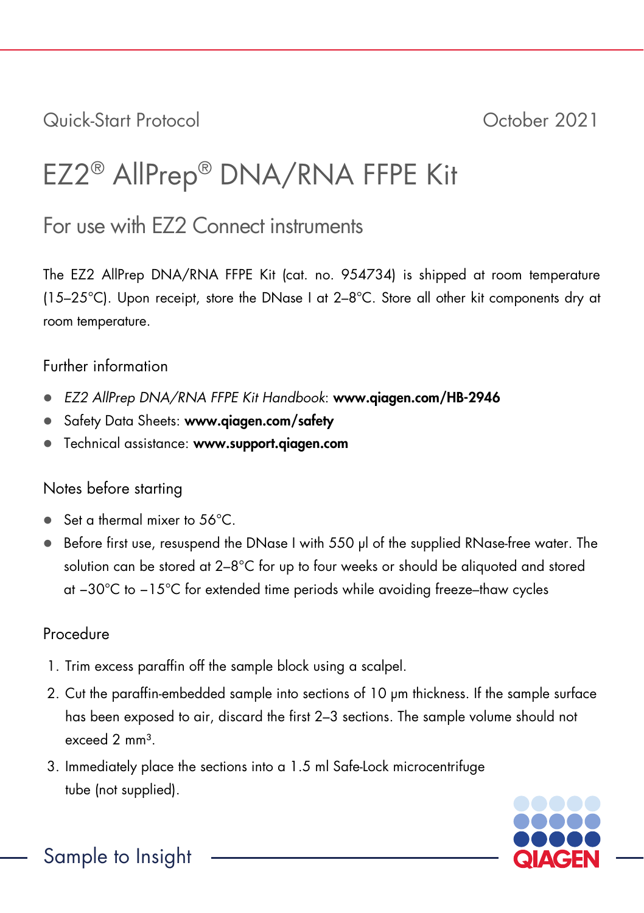Quick-Start Protocol October 2021

# EZ2® AllPrep® DNA/RNA FFPE Kit

## For use with EZ2 Connect instruments

The EZ2 AllPrep DNA/RNA FFPE Kit (cat. no. 954734) is shipped at room temperature (15–25°C). Upon receipt, store the DNase I at 2–8°C. Store all other kit components dry at room temperature.

### Further information

- *EZ2 AllPrep DNA/RNA FFPE Kit Handbook*: **www.qiagen.com/HB-2946**
- Safety Data Sheets: **www.qiagen.com/safety**
- Technical assistance: **www.support.qiagen.com**

### Notes before starting

- Set a thermal mixer to 56°C.
- Before first use, resuspend the DNase I with 550 µl of the supplied RNase-free water. The solution can be stored at 2–8°C for up to four weeks or should be aliquoted and stored at −30°C to −15°C for extended time periods while avoiding freeze–thaw cycles

### Procedure

1. Trim excess paraffin off the sample block using a scalpel.
2. Cut the paraffin-embedded sample into sections of 10 µm thickness. If the sample surface has been exposed to air, discard the first 2–3 sections. The sample volume should not exceed 2 mm³.
3. Immediately place the sections into a 1.5 ml Safe-Lock microcentrifuge tube (not supplied).

Sample to Insight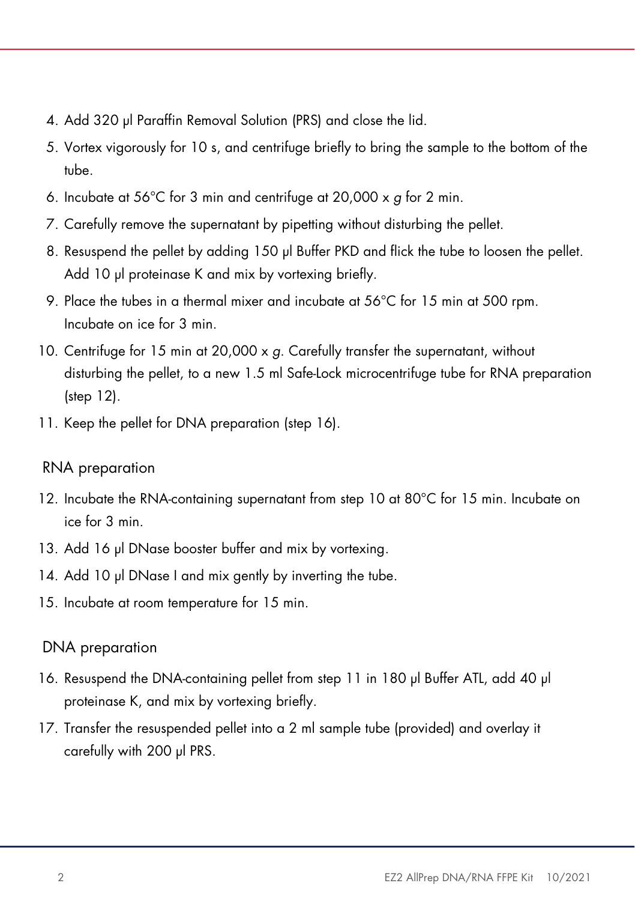4. Add 320 µl Paraffin Removal Solution (PRS) and close the lid.
5. Vortex vigorously for 10 s, and centrifuge briefly to bring the sample to the bottom of the tube.
6. Incubate at 56°C for 3 min and centrifuge at 20,000 x *g* for 2 min.
7. Carefully remove the supernatant by pipetting without disturbing the pellet.
8. Resuspend the pellet by adding 150 µl Buffer PKD and flick the tube to loosen the pellet. Add 10 µl proteinase K and mix by vortexing briefly.
9. Place the tubes in a thermal mixer and incubate at 56°C for 15 min at 500 rpm. Incubate on ice for 3 min.
10. Centrifuge for 15 min at 20,000 x *g*. Carefully transfer the supernatant, without disturbing the pellet, to a new 1.5 ml Safe-Lock microcentrifuge tube for RNA preparation (step 12).
11. Keep the pellet for DNA preparation (step 16).

## RNA preparation

12. Incubate the RNA-containing supernatant from step 10 at 80°C for 15 min. Incubate on ice for 3 min.
13. Add 16 µl DNase booster buffer and mix by vortexing.
14. Add 10 µl DNase I and mix gently by inverting the tube.
15. Incubate at room temperature for 15 min.

## DNA preparation

16. Resuspend the DNA-containing pellet from step 11 in 180 µl Buffer ATL, add 40 µl proteinase K, and mix by vortexing briefly.
17. Transfer the resuspended pellet into a 2 ml sample tube (provided) and overlay it carefully with 200 µl PRS.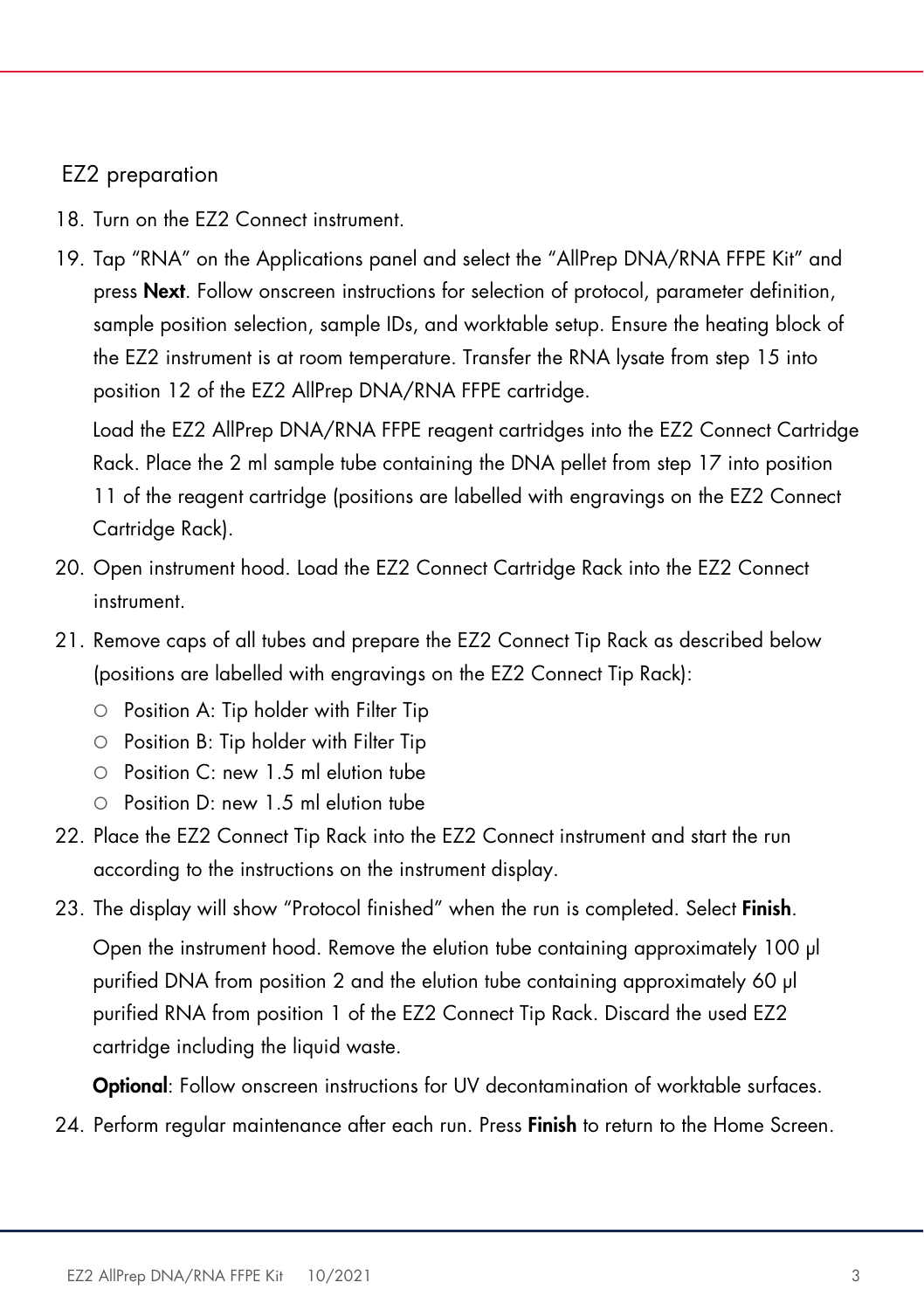## EZ2 preparation

18. Turn on the EZ2 Connect instrument.
19. Tap "RNA" on the Applications panel and select the "AllPrep DNA/RNA FFPE Kit" and press **Next**. Follow onscreen instructions for selection of protocol, parameter definition, sample position selection, sample IDs, and worktable setup. Ensure the heating block of the EZ2 instrument is at room temperature. Transfer the RNA lysate from step 15 into position 12 of the EZ2 AllPrep DNA/RNA FFPE cartridge.

    Load the EZ2 AllPrep DNA/RNA FFPE reagent cartridges into the EZ2 Connect Cartridge Rack. Place the 2 ml sample tube containing the DNA pellet from step 17 into position 11 of the reagent cartridge (positions are labelled with engravings on the EZ2 Connect Cartridge Rack).
20. Open instrument hood. Load the EZ2 Connect Cartridge Rack into the EZ2 Connect instrument.
21. Remove caps of all tubes and prepare the EZ2 Connect Tip Rack as described below (positions are labelled with engravings on the EZ2 Connect Tip Rack):
    - Position A: Tip holder with Filter Tip
    - Position B: Tip holder with Filter Tip
    - Position C: new 1.5 ml elution tube
    - Position D: new 1.5 ml elution tube
22. Place the EZ2 Connect Tip Rack into the EZ2 Connect instrument and start the run according to the instructions on the instrument display.
23. The display will show "Protocol finished" when the run is completed. Select **Finish**.

    Open the instrument hood. Remove the elution tube containing approximately 100 µl purified DNA from position 2 and the elution tube containing approximately 60 µl purified RNA from position 1 of the EZ2 Connect Tip Rack. Discard the used EZ2 cartridge including the liquid waste.

    **Optional**: Follow onscreen instructions for UV decontamination of worktable surfaces.
24. Perform regular maintenance after each run. Press **Finish** to return to the Home Screen.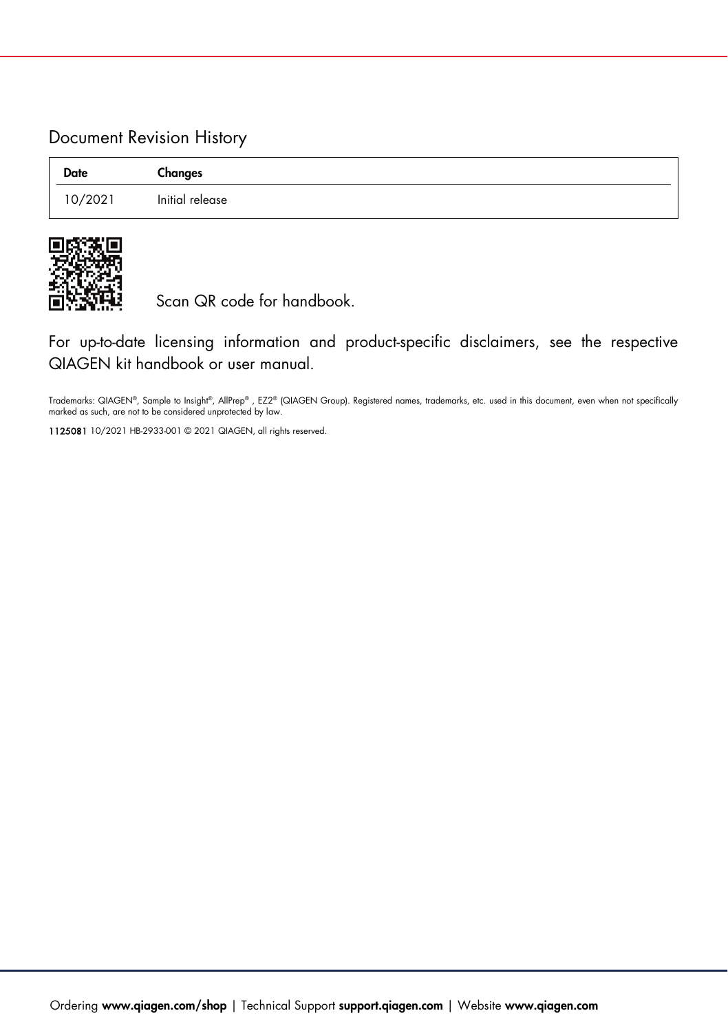## Document Revision History

| Date | Changes |
| --- | --- |
| 10/2021 | Initial release |

Scan QR code for handbook.

For up-to-date licensing information and product-specific disclaimers, see the respective QIAGEN kit handbook or user manual.

Trademarks: QIAGEN®, Sample to Insight®, AllPrep® , EZ2® (QIAGEN Group). Registered names, trademarks, etc. used in this document, even when not specifically marked as such, are not to be considered unprotected by law.

**1125081** 10/2021 HB-2933-001 © 2021 QIAGEN, all rights reserved.

Ordering **www.qiagen.com/shop** | Technical Support **support.qiagen.com** | Website **www.qiagen.com**